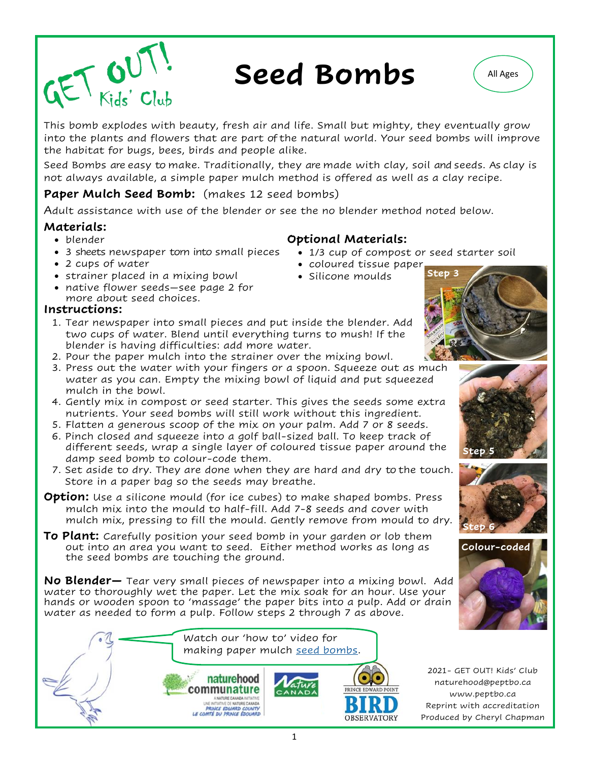GET OUT! Kids' Club

# Seed Bombs

All Ages

This bomb explodes with beauty, fresh air and life. Small but mighty, they eventually grow into the plants and flowers that are part of the natural world. Your seed bombs will improve the habitat for bugs, bees, birds and people alike.

Seed Bombs are easy to make. Traditionally, they are made with clay, soil and seeds. As clay is not always available, a simple paper mulch method is offered as well as a clay recipe.

## Paper Mulch Seed Bomb: (makes 12 seed bombs)

Adult assistance with use of the blender or see the no blender method noted below.

### Materials:

- blender
- 3 sheets newspaper torn into small pieces
- 2 cups of water
- strainer placed in a mixing bowl
- native flower seeds—see page 2 for more about seed choices.

### Optional Materials:

- 1/3 cup of compost or seed starter soil
- coloured tissue paper
- Silicone moulds

### Instructions:

1. Tear newspaper into small pieces and put inside the blender. Add two cups of water. Blend until everything turns to mush! If the blender is having difficulties: add more water.
2. Pour the paper mulch into the strainer over the mixing bowl.
3. Press out the water with your fingers or a spoon. Squeeze out as much water as you can. Empty the mixing bowl of liquid and put squeezed mulch in the bowl.
4. Gently mix in compost or seed starter. This gives the seeds some extra nutrients. Your seed bombs will still work without this ingredient.
5. Flatten a generous scoop of the mix on your palm. Add 7 or 8 seeds.
6. Pinch closed and squeeze into a golf ball-sized ball. To keep track of different seeds, wrap a single layer of coloured tissue paper around the damp seed bomb to colour-code them.
7. Set aside to dry. They are done when they are hard and dry to the touch. Store in a paper bag so the seeds may breathe.

Step 3

Step 5

Step 6

Colour-coded

**Option:** Use a silicone mould (for ice cubes) to make shaped bombs. Press mulch mix into the mould to half-fill. Add 7-8 seeds and cover with mulch mix, pressing to fill the mould. Gently remove from mould to dry.

**To Plant:** Carefully position your seed bomb in your garden or lob them out into an area you want to seed. Either method works as long as the seed bombs are touching the ground.

**No Blender—** Tear very small pieces of newspaper into a mixing bowl. Add water to thoroughly wet the paper. Let the mix soak for an hour. Use your hands or wooden spoon to 'massage' the paper bits into a pulp. Add or drain water as needed to form a pulp. Follow steps 2 through 7 as above.

Watch our 'how to' video for making paper mulch [seed bombs](#).

naturehood communature — A Nature Canada Initiative / Une initiative de Nature Canada — Prince Edward County / Le Comté du Prince Édouard

Nature Canada

Prince Edward Point Bird Observatory

2021- GET OUT! Kids' Club
naturehood@peptbo.ca
www.peptbo.ca
Reprint with accreditation
Produced by Cheryl Chapman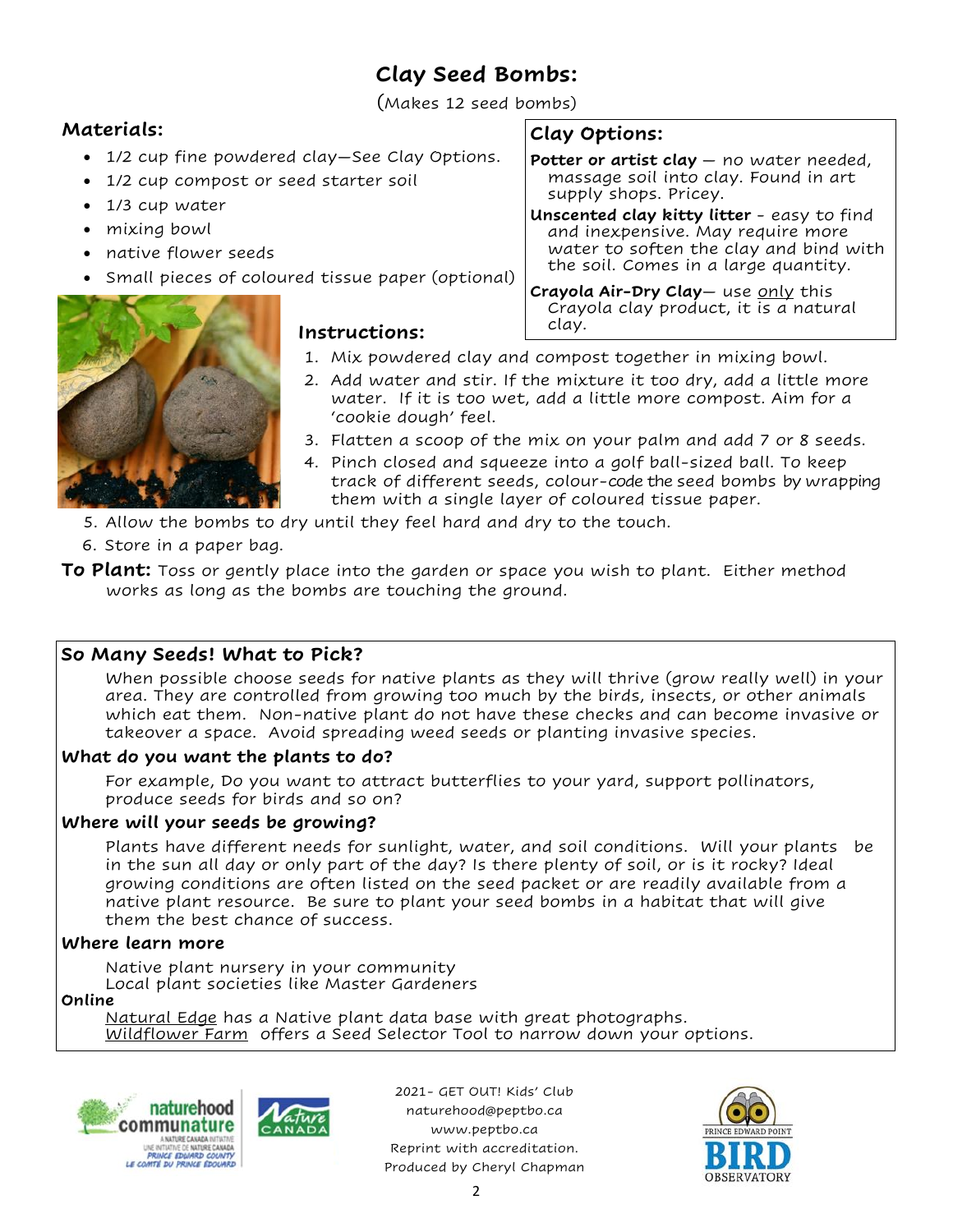# Clay Seed Bombs:

(Makes 12 seed bombs)

## Materials:

- 1/2 cup fine powdered clay—See Clay Options.
- 1/2 cup compost or seed starter soil
- 1/3 cup water
- mixing bowl
- native flower seeds
- Small pieces of coloured tissue paper (optional)

## Clay Options:

**Potter or artist clay** — no water needed, massage soil into clay. Found in art supply shops. Pricey.

**Unscented clay kitty litter** - easy to find and inexpensive. May require more water to soften the clay and bind with the soil. Comes in a large quantity.

**Crayola Air-Dry Clay**— use only this Crayola clay product, it is a natural clay.

## Instructions:

1. Mix powdered clay and compost together in mixing bowl.
2. Add water and stir. If the mixture it too dry, add a little more water. If it is too wet, add a little more compost. Aim for a 'cookie dough' feel.
3. Flatten a scoop of the mix on your palm and add 7 or 8 seeds.
4. Pinch closed and squeeze into a golf ball-sized ball. To keep track of different seeds, colour-code the seed bombs by wrapping them with a single layer of coloured tissue paper.
5. Allow the bombs to dry until they feel hard and dry to the touch.
6. Store in a paper bag.

**To Plant:** Toss or gently place into the garden or space you wish to plant. Either method works as long as the bombs are touching the ground.

## So Many Seeds! What to Pick?

When possible choose seeds for native plants as they will thrive (grow really well) in your area. They are controlled from growing too much by the birds, insects, or other animals which eat them. Non-native plant do not have these checks and can become invasive or takeover a space. Avoid spreading weed seeds or planting invasive species.

### What do you want the plants to do?

For example, Do you want to attract butterflies to your yard, support pollinators, produce seeds for birds and so on?

### Where will your seeds be growing?

Plants have different needs for sunlight, water, and soil conditions. Will your plants be in the sun all day or only part of the day? Is there plenty of soil, or is it rocky? Ideal growing conditions are often listed on the seed packet or are readily available from a native plant resource. Be sure to plant your seed bombs in a habitat that will give them the best chance of success.

### Where learn more

Native plant nursery in your community
Local plant societies like Master Gardeners

**Online**

Natural Edge has a Native plant data base with great photographs.
Wildflower Farm offers a Seed Selector Tool to narrow down your options.

2021- GET OUT! Kids' Club
naturehood@peptbo.ca
www.peptbo.ca
Reprint with accreditation.
Produced by Cheryl Chapman